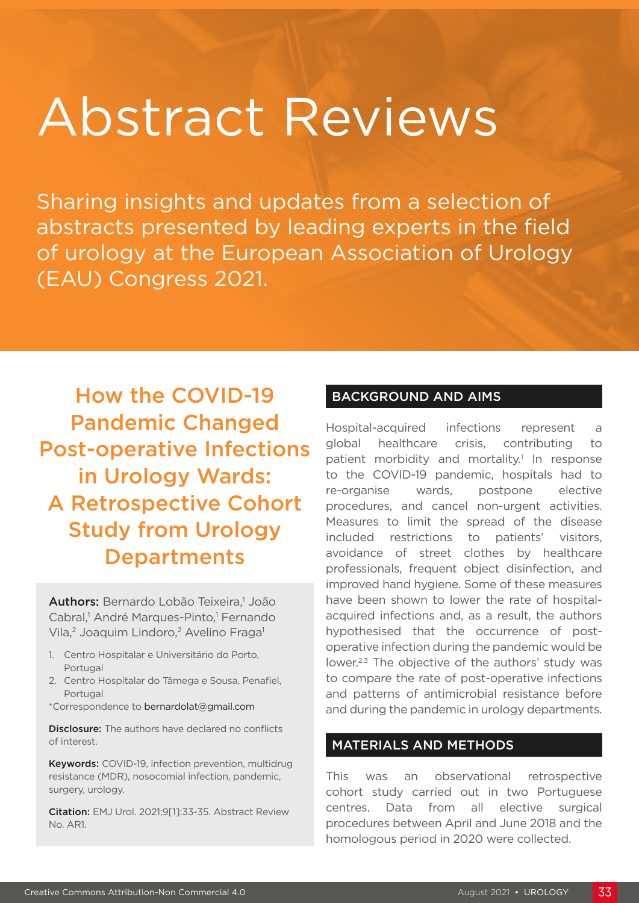# Abstract Reviews

Sharing insights and updates from a selection of abstracts presented by leading experts in the field of urology at the European Association of Urology (EAU) Congress 2021.

## How the COVID-19 Pandemic Changed Post-operative Infections in Urology Wards: A Retrospective Cohort Study from Urology Departments

**Authors:** Bernardo Lobão Teixeira,[1] João Cabral,[1] André Marques-Pinto,[1] Fernando Vila,[2] Joaquim Lindoro,[2] Avelino Fraga[1]

1. Centro Hospitalar e Universitário do Porto, Portugal
2. Centro Hospitalar do Tâmega e Sousa, Penafiel, Portugal

*Correspondence to bernardolat@gmail.com

**Disclosure:** The authors have declared no conflicts of interest.

**Keywords:** COVID-19, infection prevention, multidrug resistance (MDR), nosocomial infection, pandemic, surgery, urology.

**Citation:** EMJ Urol. 2021;9[1]:33-35. Abstract Review No. AR1.

### BACKGROUND AND AIMS

Hospital-acquired infections represent a global healthcare crisis, contributing to patient morbidity and mortality.[1] In response to the COVID-19 pandemic, hospitals had to re-organise wards, postpone elective procedures, and cancel non-urgent activities. Measures to limit the spread of the disease included restrictions to patients' visitors, avoidance of street clothes by healthcare professionals, frequent object disinfection, and improved hand hygiene. Some of these measures have been shown to lower the rate of hospital-acquired infections and, as a result, the authors hypothesised that the occurrence of post-operative infection during the pandemic would be lower.[2,3] The objective of the authors' study was to compare the rate of post-operative infections and patterns of antimicrobial resistance before and during the pandemic in urology departments.

### MATERIALS AND METHODS

This was an observational retrospective cohort study carried out in two Portuguese centres. Data from all elective surgical procedures between April and June 2018 and the homologous period in 2020 were collected.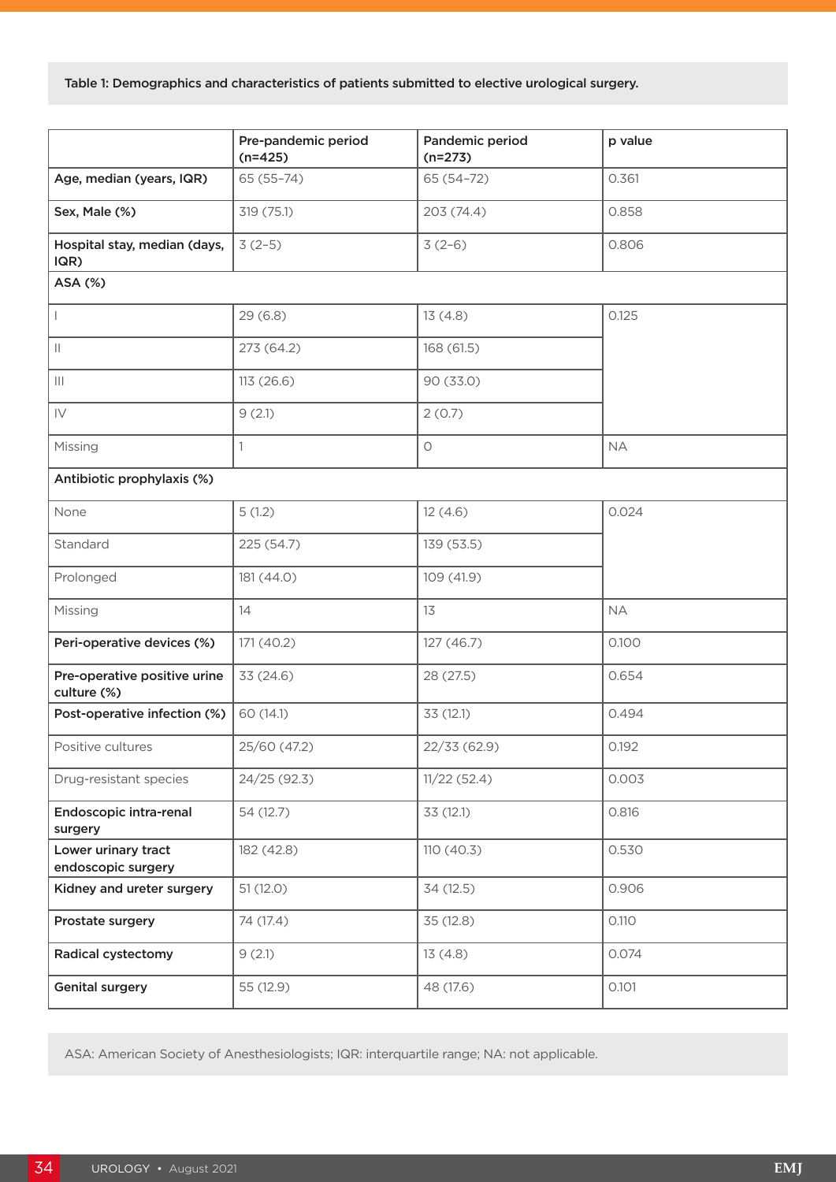Table 1: Demographics and characteristics of patients submitted to elective urological surgery.

| | Pre-pandemic period (n=425) | Pandemic period (n=273) | p value |
|---|---|---|---|
| **Age, median (years, IQR)** | 65 (55–74) | 65 (54–72) | 0.361 |
| **Sex, Male (%)** | 319 (75.1) | 203 (74.4) | 0.858 |
| **Hospital stay, median (days, IQR)** | 3 (2–5) | 3 (2–6) | 0.806 |
| **ASA (%)** | | | |
| I | 29 (6.8) | 13 (4.8) | 0.125 |
| II | 273 (64.2) | 168 (61.5) | |
| III | 113 (26.6) | 90 (33.0) | |
| IV | 9 (2.1) | 2 (0.7) | |
| Missing | 1 | 0 | NA |
| **Antibiotic prophylaxis (%)** | | | |
| None | 5 (1.2) | 12 (4.6) | 0.024 |
| Standard | 225 (54.7) | 139 (53.5) | |
| Prolonged | 181 (44.0) | 109 (41.9) | |
| Missing | 14 | 13 | NA |
| **Peri-operative devices (%)** | 171 (40.2) | 127 (46.7) | 0.100 |
| **Pre-operative positive urine culture (%)** | 33 (24.6) | 28 (27.5) | 0.654 |
| **Post-operative infection (%)** | 60 (14.1) | 33 (12.1) | 0.494 |
| Positive cultures | 25/60 (47.2) | 22/33 (62.9) | 0.192 |
| Drug-resistant species | 24/25 (92.3) | 11/22 (52.4) | 0.003 |
| **Endoscopic intra-renal surgery** | 54 (12.7) | 33 (12.1) | 0.816 |
| **Lower urinary tract endoscopic surgery** | 182 (42.8) | 110 (40.3) | 0.530 |
| **Kidney and ureter surgery** | 51 (12.0) | 34 (12.5) | 0.906 |
| **Prostate surgery** | 74 (17.4) | 35 (12.8) | 0.110 |
| **Radical cystectomy** | 9 (2.1) | 13 (4.8) | 0.074 |
| **Genital surgery** | 55 (12.9) | 48 (17.6) | 0.101 |

ASA: American Society of Anesthesiologists; IQR: interquartile range; NA: not applicable.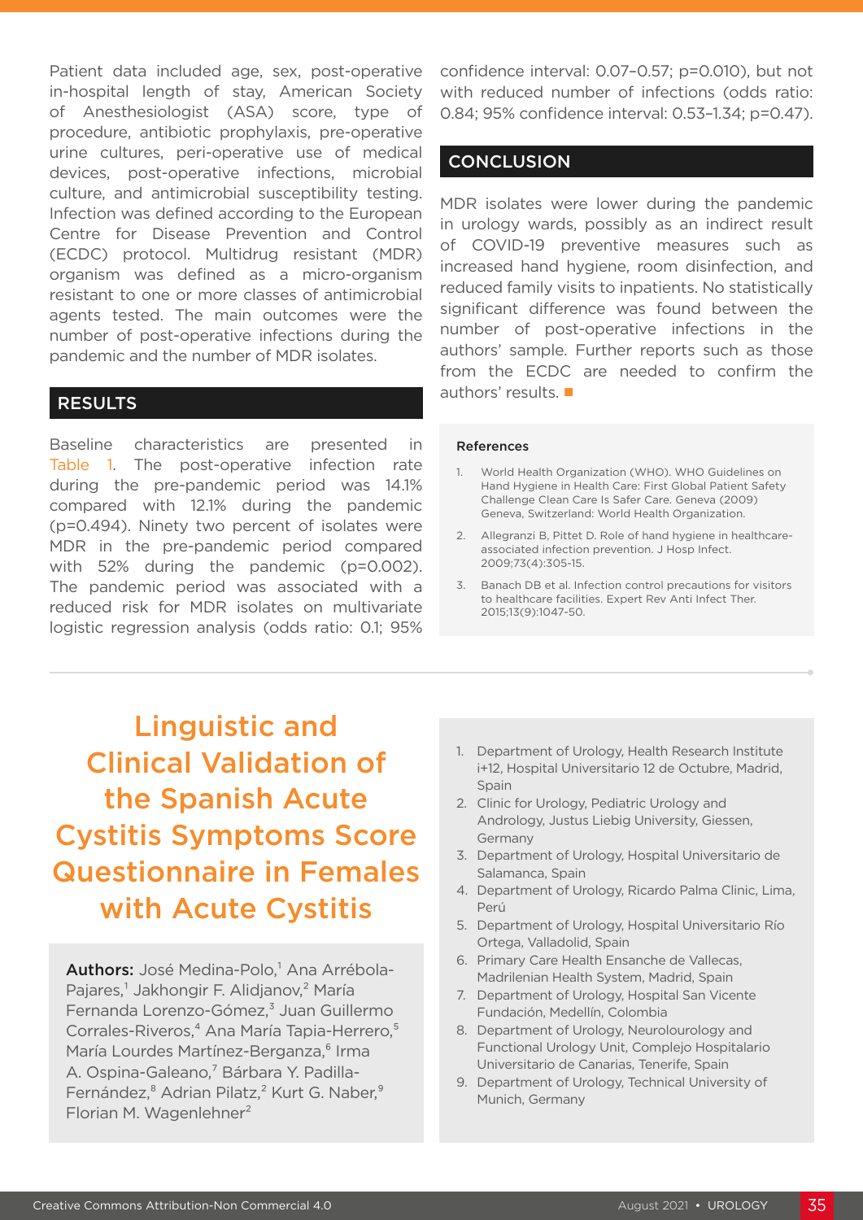Patient data included age, sex, post-operative in-hospital length of stay, American Society of Anesthesiologist (ASA) score, type of procedure, antibiotic prophylaxis, pre-operative urine cultures, peri-operative use of medical devices, post-operative infections, microbial culture, and antimicrobial susceptibility testing. Infection was defined according to the European Centre for Disease Prevention and Control (ECDC) protocol. Multidrug resistant (MDR) organism was defined as a micro-organism resistant to one or more classes of antimicrobial agents tested. The main outcomes were the number of post-operative infections during the pandemic and the number of MDR isolates.

## RESULTS

Baseline characteristics are presented in Table 1. The post-operative infection rate during the pre-pandemic period was 14.1% compared with 12.1% during the pandemic (p=0.494). Ninety two percent of isolates were MDR in the pre-pandemic period compared with 52% during the pandemic (p=0.002). The pandemic period was associated with a reduced risk for MDR isolates on multivariate logistic regression analysis (odds ratio: 0.1; 95% confidence interval: 0.07–0.57; p=0.010), but not with reduced number of infections (odds ratio: 0.84; 95% confidence interval: 0.53–1.34; p=0.47).

## CONCLUSION

MDR isolates were lower during the pandemic in urology wards, possibly as an indirect result of COVID-19 preventive measures such as increased hand hygiene, room disinfection, and reduced family visits to inpatients. No statistically significant difference was found between the number of post-operative infections in the authors' sample. Further reports such as those from the ECDC are needed to confirm the authors' results. ■

### References

1. World Health Organization (WHO). WHO Guidelines on Hand Hygiene in Health Care: First Global Patient Safety Challenge Clean Care Is Safer Care. Geneva (2009) Geneva, Switzerland: World Health Organization.
2. Allegranzi B, Pittet D. Role of hand hygiene in healthcare-associated infection prevention. J Hosp Infect. 2009;73(4):305-15.
3. Banach DB et al. Infection control precautions for visitors to healthcare facilities. Expert Rev Anti Infect Ther. 2015;13(9):1047-50.

# Linguistic and Clinical Validation of the Spanish Acute Cystitis Symptoms Score Questionnaire in Females with Acute Cystitis

**Authors:** José Medina-Polo,[1] Ana Arrébola-Pajares,[1] Jakhongir F. Alidjanov,[2] María Fernanda Lorenzo-Gómez,[3] Juan Guillermo Corrales-Riveros,[4] Ana María Tapia-Herrero,[5] María Lourdes Martínez-Berganza,[6] Irma A. Ospina-Galeano,[7] Bárbara Y. Padilla-Fernández,[8] Adrian Pilatz,[2] Kurt G. Naber,[9] Florian M. Wagenlehner[2]

1. Department of Urology, Health Research Institute i+12, Hospital Universitario 12 de Octubre, Madrid, Spain
2. Clinic for Urology, Pediatric Urology and Andrology, Justus Liebig University, Giessen, Germany
3. Department of Urology, Hospital Universitario de Salamanca, Spain
4. Department of Urology, Ricardo Palma Clinic, Lima, Perú
5. Department of Urology, Hospital Universitario Río Ortega, Valladolid, Spain
6. Primary Care Health Ensanche de Vallecas, Madrilenian Health System, Madrid, Spain
7. Department of Urology, Hospital San Vicente Fundación, Medellín, Colombia
8. Department of Urology, Neurolourology and Functional Urology Unit, Complejo Hospitalario Universitario de Canarias, Tenerife, Spain
9. Department of Urology, Technical University of Munich, Germany